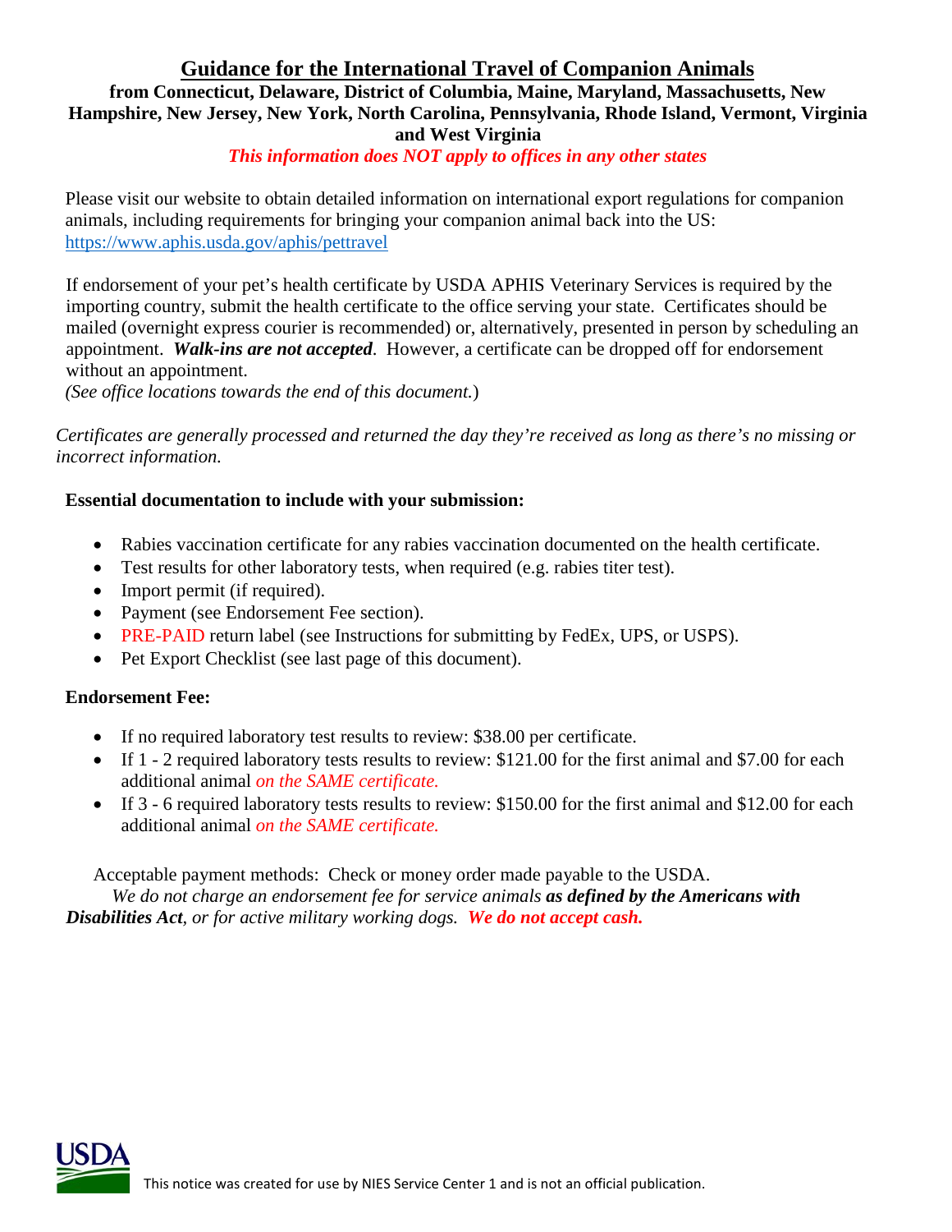# Guidance for the International Travel of Companion Animals

**from Connecticut, Delaware, District of Columbia, Maine, Maryland, Massachusetts, New Hampshire, New Jersey, New York, North Carolina, Pennsylvania, Rhode Island, Vermont, Virginia and West Virginia**

***This information does NOT apply to offices in any other states***

Please visit our website to obtain detailed information on international export regulations for companion animals, including requirements for bringing your companion animal back into the US: https://www.aphis.usda.gov/aphis/pettravel

If endorsement of your pet's health certificate by USDA APHIS Veterinary Services is required by the importing country, submit the health certificate to the office serving your state. Certificates should be mailed (overnight express courier is recommended) or, alternatively, presented in person by scheduling an appointment. ***Walk-ins are not accepted***. However, a certificate can be dropped off for endorsement without an appointment.
*(See office locations towards the end of this document.*)

*Certificates are generally processed and returned the day they're received as long as there's no missing or incorrect information.*

**Essential documentation to include with your submission:**

- Rabies vaccination certificate for any rabies vaccination documented on the health certificate.
- Test results for other laboratory tests, when required (e.g. rabies titer test).
- Import permit (if required).
- Payment (see Endorsement Fee section).
- PRE-PAID return label (see Instructions for submitting by FedEx, UPS, or USPS).
- Pet Export Checklist (see last page of this document).

**Endorsement Fee:**

- If no required laboratory test results to review: $38.00 per certificate.
- If 1 - 2 required laboratory tests results to review: $121.00 for the first animal and $7.00 for each additional animal *on the SAME certificate.*
- If 3 - 6 required laboratory tests results to review: $150.00 for the first animal and $12.00 for each additional animal *on the SAME certificate.*

Acceptable payment methods: Check or money order made payable to the USDA.
*We do not charge an endorsement fee for service animals* ***as defined by the Americans with Disabilities Act****, or for active military working dogs.* ***We do not accept cash.***

This notice was created for use by NIES Service Center 1 and is not an official publication.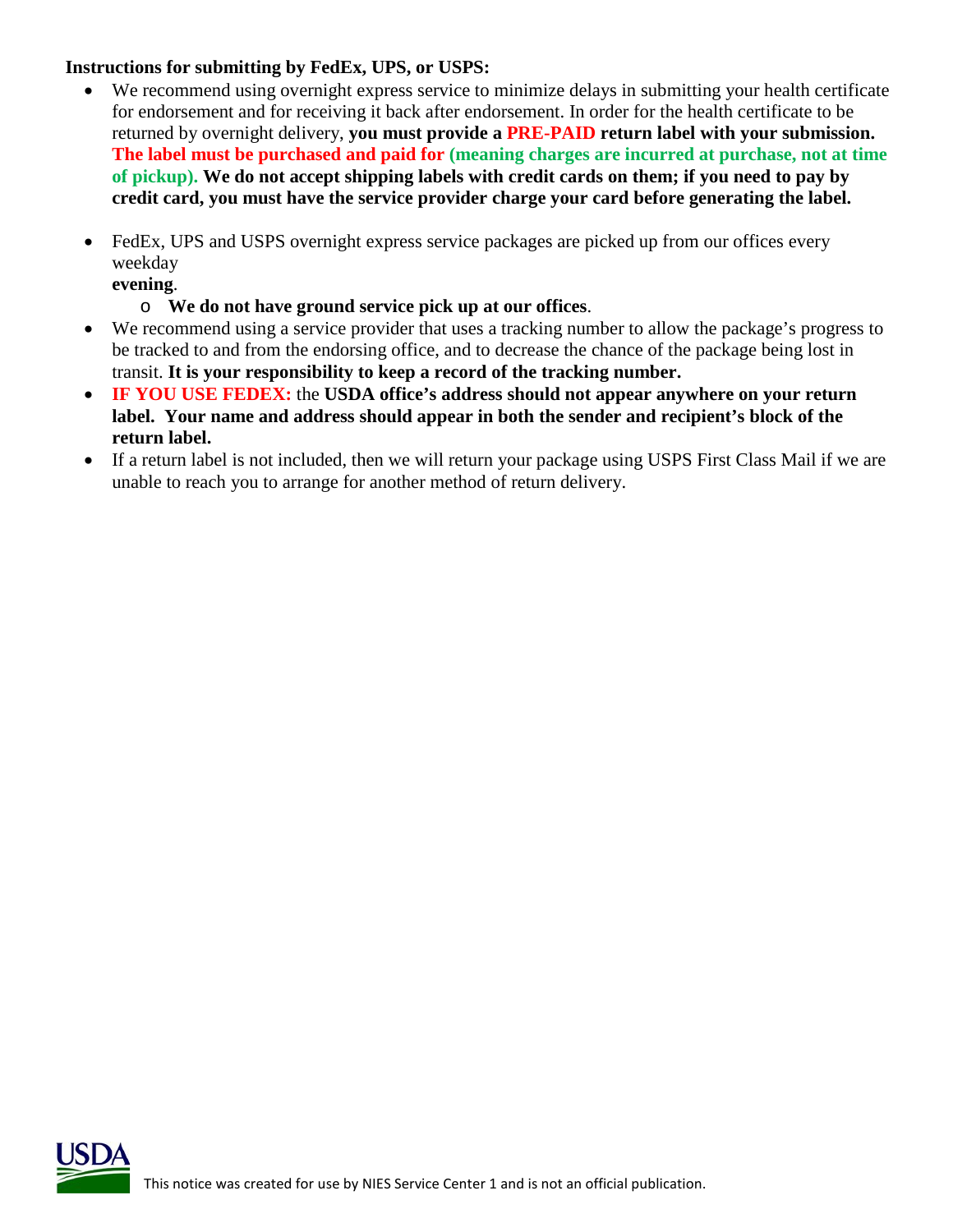**Instructions for submitting by FedEx, UPS, or USPS:**

- We recommend using overnight express service to minimize delays in submitting your health certificate for endorsement and for receiving it back after endorsement. In order for the health certificate to be returned by overnight delivery, **you must provide a PRE-PAID return label with your submission. The label must be purchased and paid for (meaning charges are incurred at purchase, not at time of pickup). We do not accept shipping labels with credit cards on them; if you need to pay by credit card, you must have the service provider charge your card before generating the label.**

- FedEx, UPS and USPS overnight express service packages are picked up from our offices every weekday **evening**.
  - **We do not have ground service pick up at our offices**.
- We recommend using a service provider that uses a tracking number to allow the package's progress to be tracked to and from the endorsing office, and to decrease the chance of the package being lost in transit. **It is your responsibility to keep a record of the tracking number.**
- **IF YOU USE FEDEX:** the **USDA office's address should not appear anywhere on your return label. Your name and address should appear in both the sender and recipient's block of the return label.**
- If a return label is not included, then we will return your package using USPS First Class Mail if we are unable to reach you to arrange for another method of return delivery.

This notice was created for use by NIES Service Center 1 and is not an official publication.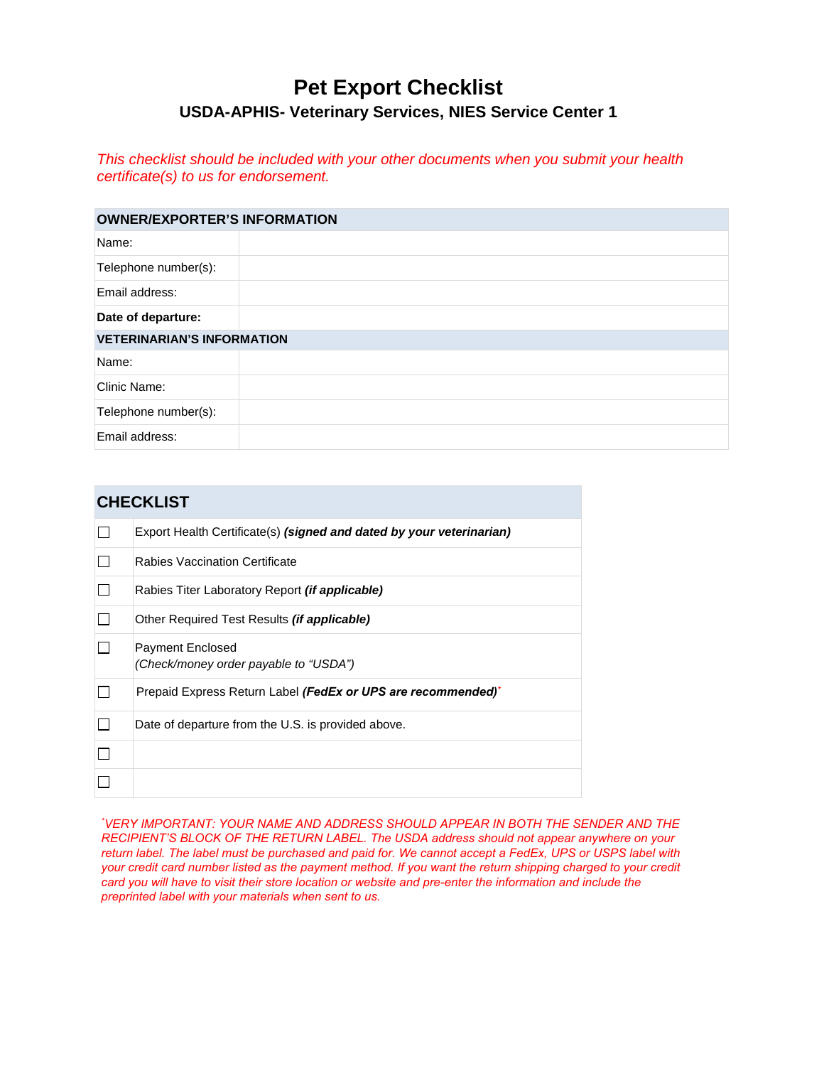# Pet Export Checklist

## USDA-APHIS- Veterinary Services, NIES Service Center 1

*This checklist should be included with your other documents when you submit your health certificate(s) to us for endorsement.*

| OWNER/EXPORTER'S INFORMATION | |
|---|---|
| Name: | |
| Telephone number(s): | |
| Email address: | |
| **Date of departure:** | |
| **VETERINARIAN'S INFORMATION** | |
| Name: | |
| Clinic Name: | |
| Telephone number(s): | |
| Email address: | |

| CHECKLIST | |
|---|---|
| ☐ | Export Health Certificate(s) ***(signed and dated by your veterinarian)*** |
| ☐ | Rabies Vaccination Certificate |
| ☐ | Rabies Titer Laboratory Report ***(if applicable)*** |
| ☐ | Other Required Test Results ***(if applicable)*** |
| ☐ | Payment Enclosed<br>*(Check/money order payable to "USDA")* |
| ☐ | Prepaid Express Return Label ***(FedEx or UPS are recommended)****** |
| ☐ | Date of departure from the U.S. is provided above. |
| ☐ | |
| ☐ | |

*\*VERY IMPORTANT: YOUR NAME AND ADDRESS SHOULD APPEAR IN BOTH THE SENDER AND THE RECIPIENT'S BLOCK OF THE RETURN LABEL. The USDA address should not appear anywhere on your return label. The label must be purchased and paid for. We cannot accept a FedEx, UPS or USPS label with your credit card number listed as the payment method. If you want the return shipping charged to your credit card you will have to visit their store location or website and pre-enter the information and include the preprinted label with your materials when sent to us.*